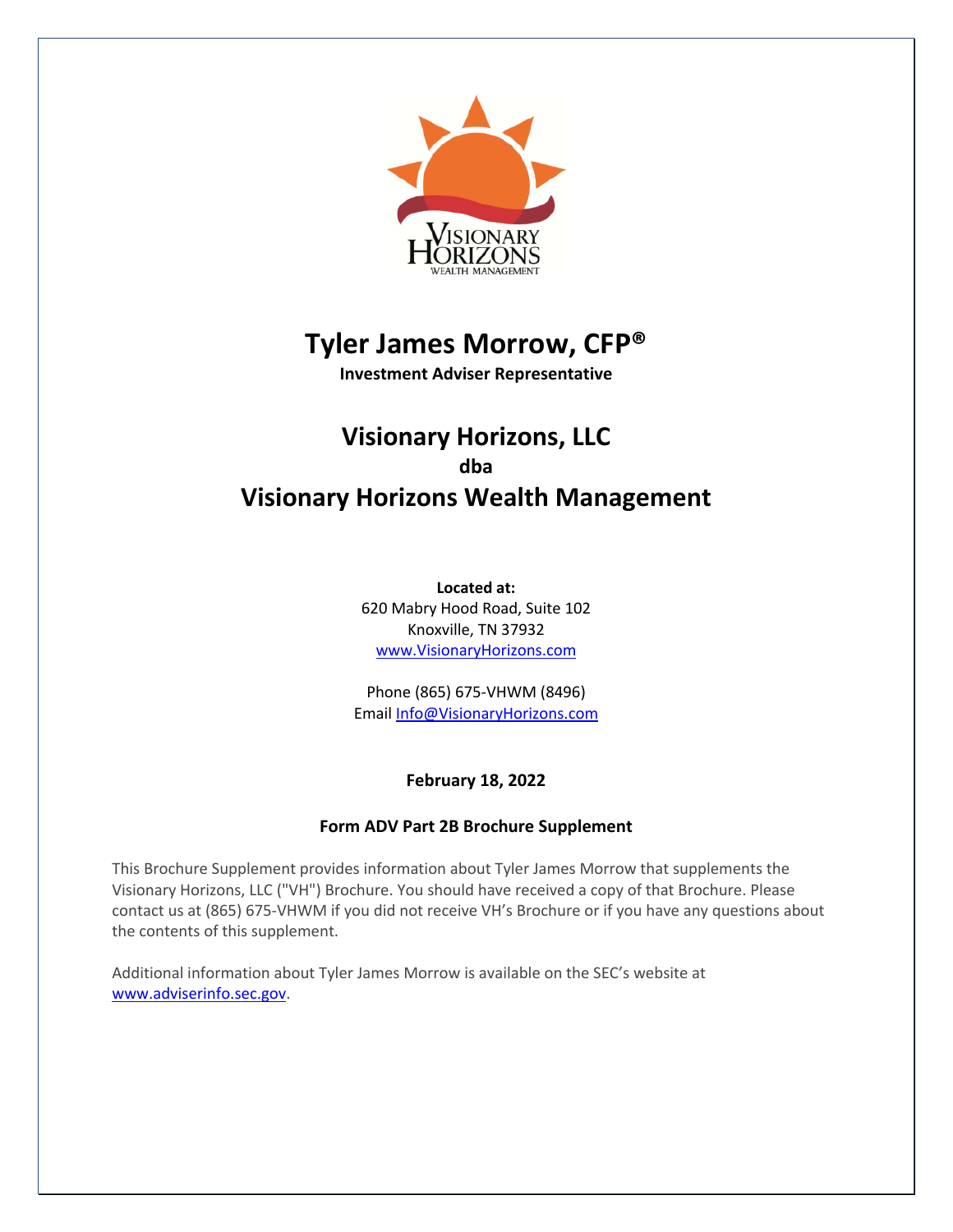# Tyler James Morrow, CFP®

**Investment Adviser Representative**

## Visionary Horizons, LLC

**dba**

## Visionary Horizons Wealth Management

**Located at:**
620 Mabry Hood Road, Suite 102
Knoxville, TN 37932
www.VisionaryHorizons.com

Phone (865) 675-VHWM (8496)
Email Info@VisionaryHorizons.com

**February 18, 2022**

**Form ADV Part 2B Brochure Supplement**

This Brochure Supplement provides information about Tyler James Morrow that supplements the Visionary Horizons, LLC ("VH") Brochure. You should have received a copy of that Brochure. Please contact us at (865) 675-VHWM if you did not receive VH's Brochure or if you have any questions about the contents of this supplement.

Additional information about Tyler James Morrow is available on the SEC's website at www.adviserinfo.sec.gov.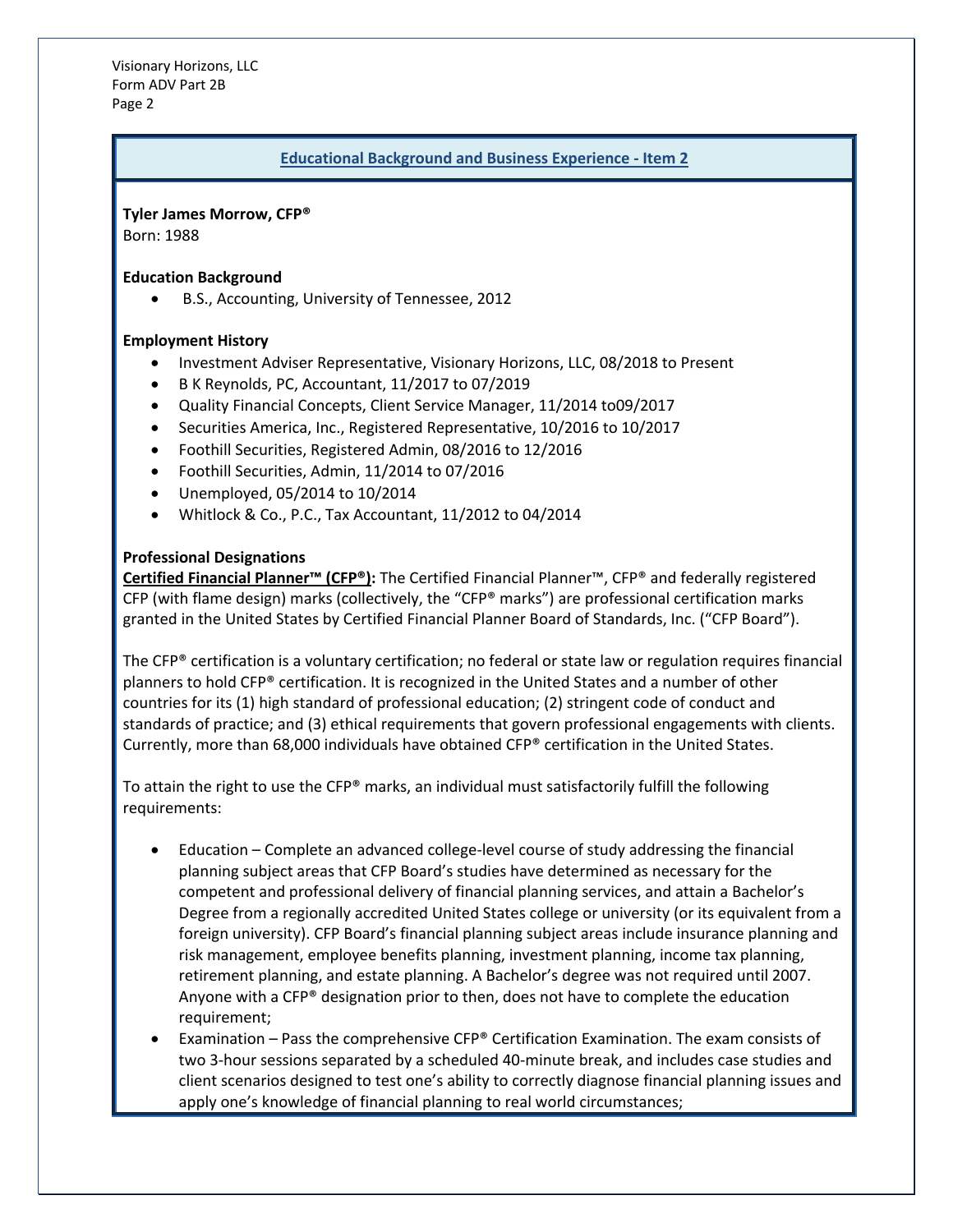## Educational Background and Business Experience - Item 2

**Tyler James Morrow, CFP®**
Born: 1988

**Education Background**

- B.S., Accounting, University of Tennessee, 2012

**Employment History**

- Investment Adviser Representative, Visionary Horizons, LLC, 08/2018 to Present
- B K Reynolds, PC, Accountant, 11/2017 to 07/2019
- Quality Financial Concepts, Client Service Manager, 11/2014 to09/2017
- Securities America, Inc., Registered Representative, 10/2016 to 10/2017
- Foothill Securities, Registered Admin, 08/2016 to 12/2016
- Foothill Securities, Admin, 11/2014 to 07/2016
- Unemployed, 05/2014 to 10/2014
- Whitlock & Co., P.C., Tax Accountant, 11/2012 to 04/2014

**Professional Designations**

**Certified Financial Planner™ (CFP®):** The Certified Financial Planner™, CFP® and federally registered CFP (with flame design) marks (collectively, the "CFP® marks") are professional certification marks granted in the United States by Certified Financial Planner Board of Standards, Inc. ("CFP Board").

The CFP® certification is a voluntary certification; no federal or state law or regulation requires financial planners to hold CFP® certification. It is recognized in the United States and a number of other countries for its (1) high standard of professional education; (2) stringent code of conduct and standards of practice; and (3) ethical requirements that govern professional engagements with clients. Currently, more than 68,000 individuals have obtained CFP® certification in the United States.

To attain the right to use the CFP® marks, an individual must satisfactorily fulfill the following requirements:

- Education – Complete an advanced college-level course of study addressing the financial planning subject areas that CFP Board's studies have determined as necessary for the competent and professional delivery of financial planning services, and attain a Bachelor's Degree from a regionally accredited United States college or university (or its equivalent from a foreign university). CFP Board's financial planning subject areas include insurance planning and risk management, employee benefits planning, investment planning, income tax planning, retirement planning, and estate planning. A Bachelor's degree was not required until 2007. Anyone with a CFP® designation prior to then, does not have to complete the education requirement;
- Examination – Pass the comprehensive CFP® Certification Examination. The exam consists of two 3-hour sessions separated by a scheduled 40-minute break, and includes case studies and client scenarios designed to test one's ability to correctly diagnose financial planning issues and apply one's knowledge of financial planning to real world circumstances;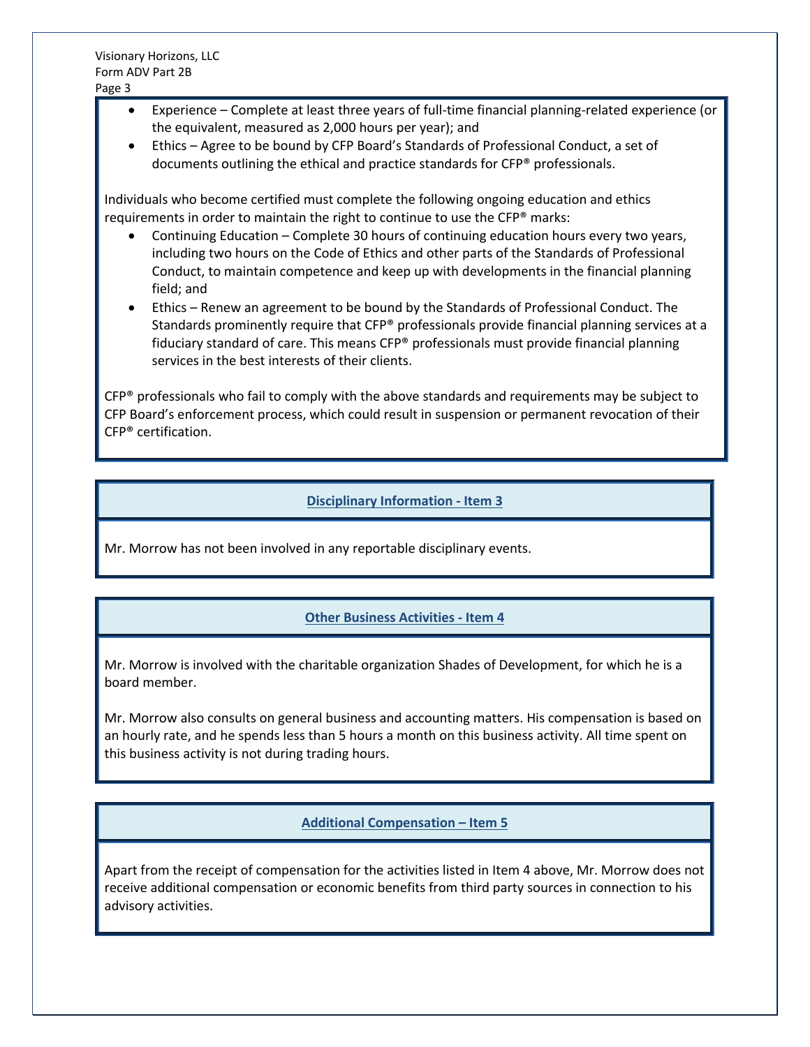- Experience – Complete at least three years of full-time financial planning-related experience (or the equivalent, measured as 2,000 hours per year); and
- Ethics – Agree to be bound by CFP Board's Standards of Professional Conduct, a set of documents outlining the ethical and practice standards for CFP® professionals.

Individuals who become certified must complete the following ongoing education and ethics requirements in order to maintain the right to continue to use the CFP® marks:

- Continuing Education – Complete 30 hours of continuing education hours every two years, including two hours on the Code of Ethics and other parts of the Standards of Professional Conduct, to maintain competence and keep up with developments in the financial planning field; and
- Ethics – Renew an agreement to be bound by the Standards of Professional Conduct. The Standards prominently require that CFP® professionals provide financial planning services at a fiduciary standard of care. This means CFP® professionals must provide financial planning services in the best interests of their clients.

CFP® professionals who fail to comply with the above standards and requirements may be subject to CFP Board's enforcement process, which could result in suspension or permanent revocation of their CFP® certification.

## Disciplinary Information - Item 3

Mr. Morrow has not been involved in any reportable disciplinary events.

## Other Business Activities - Item 4

Mr. Morrow is involved with the charitable organization Shades of Development, for which he is a board member.

Mr. Morrow also consults on general business and accounting matters. His compensation is based on an hourly rate, and he spends less than 5 hours a month on this business activity. All time spent on this business activity is not during trading hours.

## Additional Compensation – Item 5

Apart from the receipt of compensation for the activities listed in Item 4 above, Mr. Morrow does not receive additional compensation or economic benefits from third party sources in connection to his advisory activities.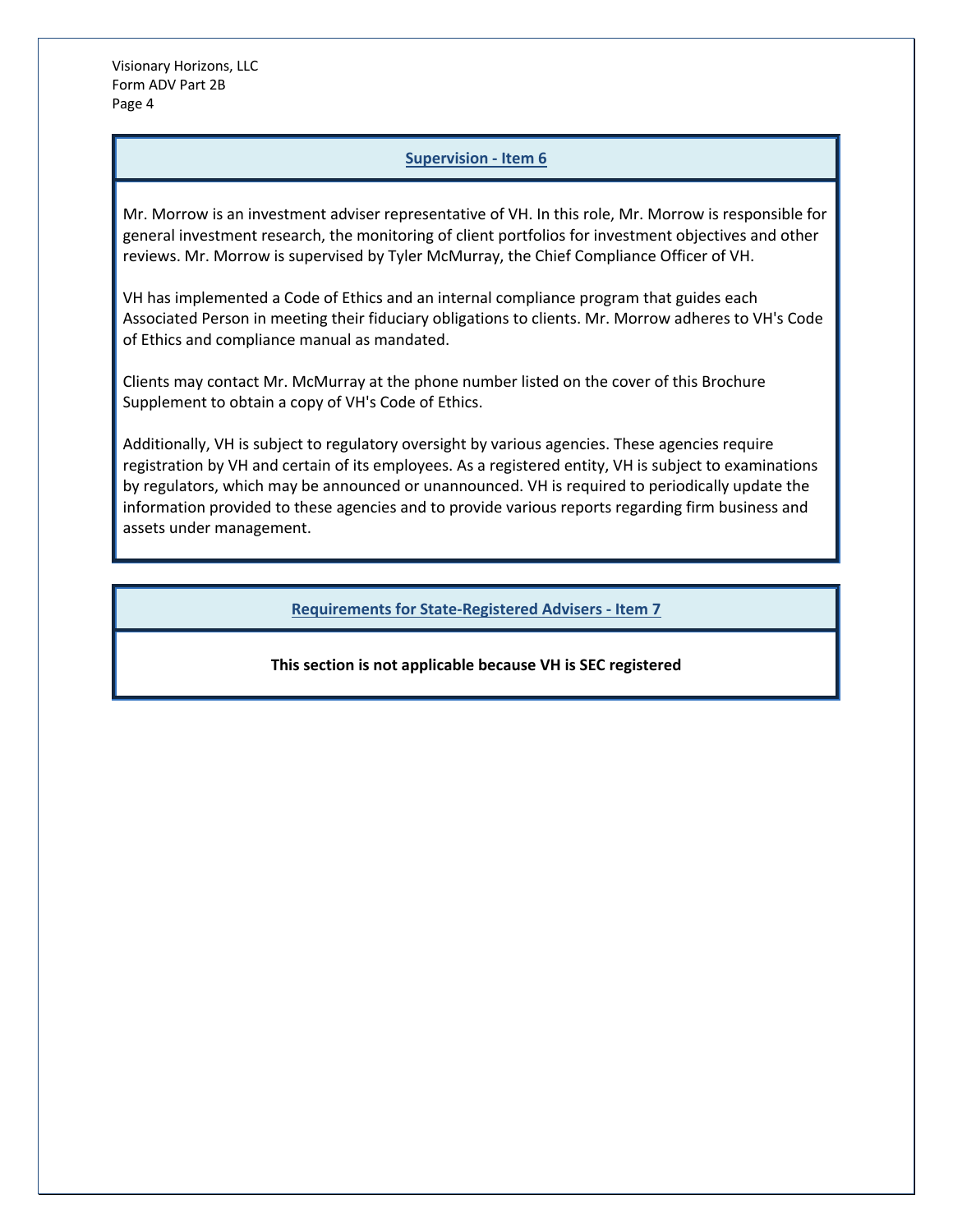## Supervision - Item 6

Mr. Morrow is an investment adviser representative of VH. In this role, Mr. Morrow is responsible for general investment research, the monitoring of client portfolios for investment objectives and other reviews. Mr. Morrow is supervised by Tyler McMurray, the Chief Compliance Officer of VH.

VH has implemented a Code of Ethics and an internal compliance program that guides each Associated Person in meeting their fiduciary obligations to clients. Mr. Morrow adheres to VH's Code of Ethics and compliance manual as mandated.

Clients may contact Mr. McMurray at the phone number listed on the cover of this Brochure Supplement to obtain a copy of VH's Code of Ethics.

Additionally, VH is subject to regulatory oversight by various agencies. These agencies require registration by VH and certain of its employees. As a registered entity, VH is subject to examinations by regulators, which may be announced or unannounced. VH is required to periodically update the information provided to these agencies and to provide various reports regarding firm business and assets under management.

## Requirements for State-Registered Advisers - Item 7

**This section is not applicable because VH is SEC registered**